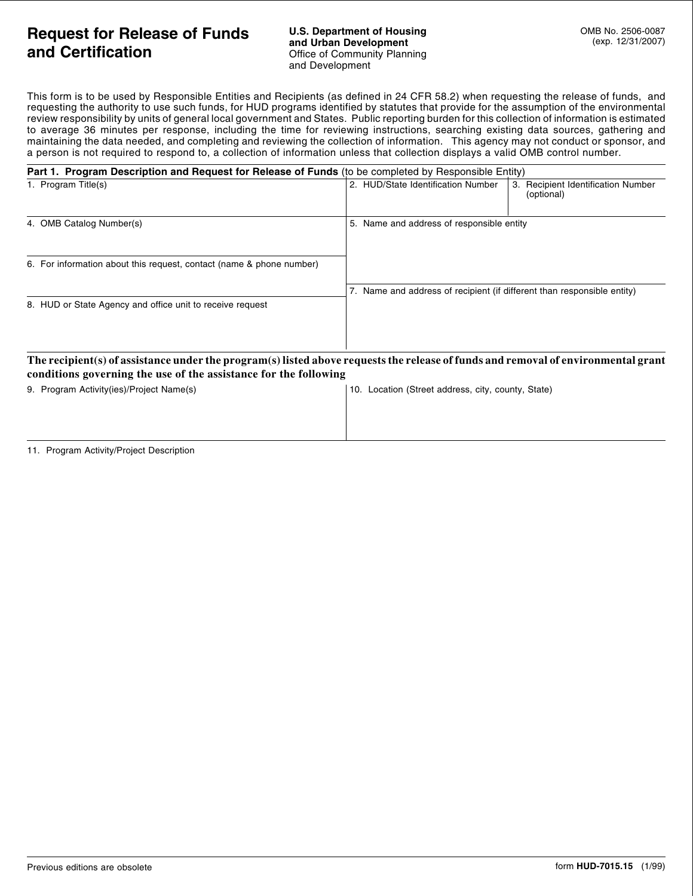# Request for Release of Funds and Certification

**U.S. Department of Housing and Urban Development**
Office of Community Planning and Development

OMB No. 2506-0087
(exp. 12/31/2007)

This form is to be used by Responsible Entities and Recipients (as defined in 24 CFR 58.2) when requesting the release of funds, and requesting the authority to use such funds, for HUD programs identified by statutes that provide for the assumption of the environmental review responsibility by units of general local government and States. Public reporting burden for this collection of information is estimated to average 36 minutes per response, including the time for reviewing instructions, searching existing data sources, gathering and maintaining the data needed, and completing and reviewing the collection of information. This agency may not conduct or sponsor, and a person is not required to respond to, a collection of information unless that collection displays a valid OMB control number.

**Part 1. Program Description and Request for Release of Funds** (to be completed by Responsible Entity)

1. Program Title(s)

2. HUD/State Identification Number

3. Recipient Identification Number (optional)

4. OMB Catalog Number(s)

5. Name and address of responsible entity

6. For information about this request, contact (name & phone number)

7. Name and address of recipient (if different than responsible entity)

8. HUD or State Agency and office unit to receive request

**The recipient(s) of assistance under the program(s) listed above requests the release of funds and removal of environmental grant conditions governing the use of the assistance for the following**

9. Program Activity(ies)/Project Name(s)

10. Location (Street address, city, county, State)

11. Program Activity/Project Description

Previous editions are obsolete

form **HUD-7015.15** (1/99)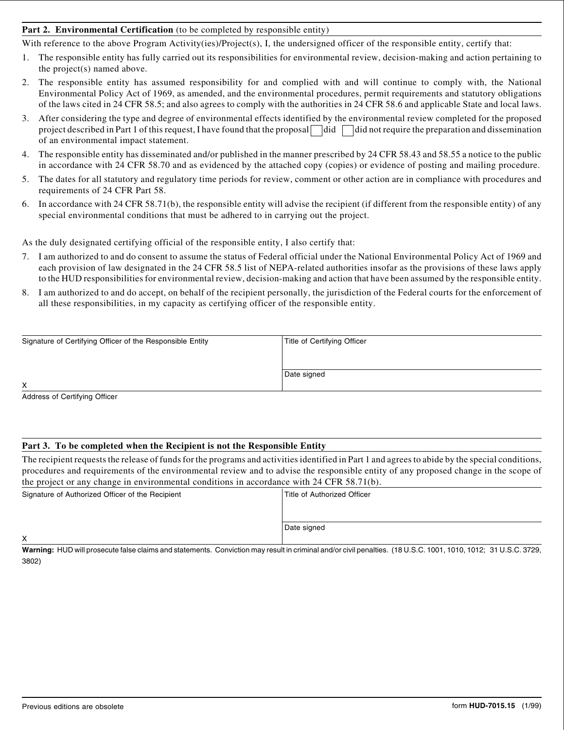## Part 2. Environmental Certification (to be completed by responsible entity)

With reference to the above Program Activity(ies)/Project(s), I, the undersigned officer of the responsible entity, certify that:

1. The responsible entity has fully carried out its responsibilities for environmental review, decision-making and action pertaining to the project(s) named above.
2. The responsible entity has assumed responsibility for and complied with and will continue to comply with, the National Environmental Policy Act of 1969, as amended, and the environmental procedures, permit requirements and statutory obligations of the laws cited in 24 CFR 58.5; and also agrees to comply with the authorities in 24 CFR 58.6 and applicable State and local laws.
3. After considering the type and degree of environmental effects identified by the environmental review completed for the proposed project described in Part 1 of this request, I have found that the proposal ☐ did ☐ did not require the preparation and dissemination of an environmental impact statement.
4. The responsible entity has disseminated and/or published in the manner prescribed by 24 CFR 58.43 and 58.55 a notice to the public in accordance with 24 CFR 58.70 and as evidenced by the attached copy (copies) or evidence of posting and mailing procedure.
5. The dates for all statutory and regulatory time periods for review, comment or other action are in compliance with procedures and requirements of 24 CFR Part 58.
6. In accordance with 24 CFR 58.71(b), the responsible entity will advise the recipient (if different from the responsible entity) of any special environmental conditions that must be adhered to in carrying out the project.

As the duly designated certifying official of the responsible entity, I also certify that:

7. I am authorized to and do consent to assume the status of Federal official under the National Environmental Policy Act of 1969 and each provision of law designated in the 24 CFR 58.5 list of NEPA-related authorities insofar as the provisions of these laws apply to the HUD responsibilities for environmental review, decision-making and action that have been assumed by the responsible entity.
8. I am authorized to and do accept, on behalf of the recipient personally, the jurisdiction of the Federal courts for the enforcement of all these responsibilities, in my capacity as certifying officer of the responsible entity.

| | |
|---|---|
| Signature of Certifying Officer of the Responsible Entity<br><br>X | Title of Certifying Officer |
| | Date signed |
| Address of Certifying Officer | |

## Part 3. To be completed when the Recipient is not the Responsible Entity

The recipient requests the release of funds for the programs and activities identified in Part 1 and agrees to abide by the special conditions, procedures and requirements of the environmental review and to advise the responsible entity of any proposed change in the scope of the project or any change in environmental conditions in accordance with 24 CFR 58.71(b).

| | |
|---|---|
| Signature of Authorized Officer of the Recipient<br><br>X | Title of Authorized Officer |
| | Date signed |

**Warning:** HUD will prosecute false claims and statements. Conviction may result in criminal and/or civil penalties. (18 U.S.C. 1001, 1010, 1012; 31 U.S.C. 3729, 3802)

Previous editions are obsolete

form **HUD-7015.15** (1/99)